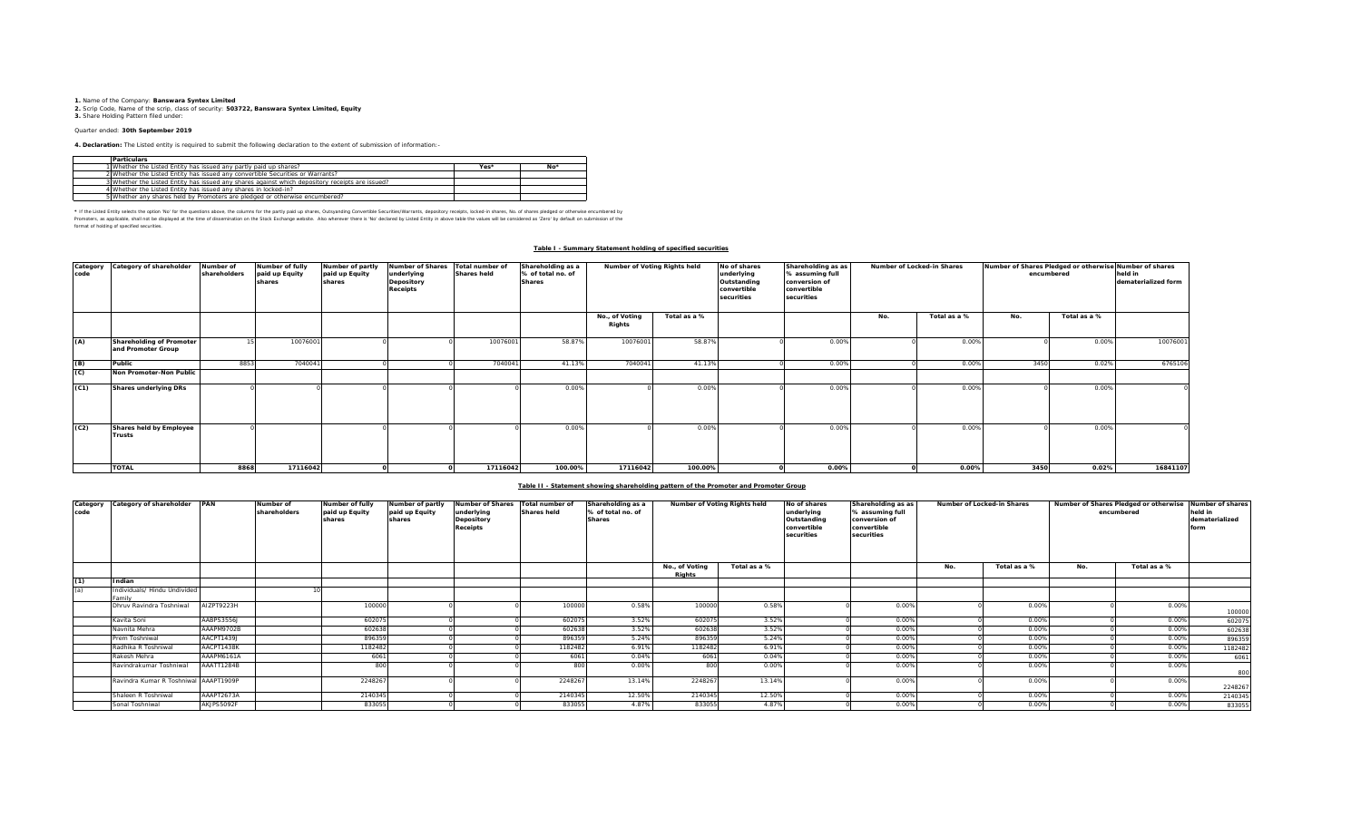**1.** Name of the Company: **Banswara Syntex Limited**
**2.** Scrip Code, Name of the scrip, class of security: **503722, Banswara Syntex Limited, Equity**
**3.** Share Holding Pattern filed under:

Quarter ended: **30th September 2019**

**4. Declaration:** The Listed entity is required to submit the following declaration to the extent of submission of information:-

| | Particulars | Yes* | No* |
|---|---|---|---|
| 1 | Whether the Listed Entity has issued any partly paid up shares? | | |
| 2 | Whether the Listed Entity has issued any convertible Securities or Warrants? | | |
| 3 | Whether the Listed Entity has issued any shares against which depository receipts are issued? | | |
| 4 | Whether the Listed Entity has issued any shares in locked-in? | | |
| 5 | Whether any shares held by Promoters are pledged or otherwise encumbered? | | |

* If the Listed Entity selects the option 'No' for the questions above, the columns for the partly paid up shares, Outstanding Convertible Securities/Warrants, depository receipts, locked-in shares, No. of shares pledged or otherwise encumbered by Promoters, as applicable, shall not be displayed at the time of dissemination on the Stock Exchange website. Also wherever there is 'No' declared by Listed Entity in above table the values will be considered as 'Zero' by default on submission of the format of holding of specified securities.

**Table I - Summary Statement holding of specified securities**

| Category code | Category of shareholder | Number of shareholders | Number of fully paid up Equity shares | Number of partly paid up Equity shares | Number of Shares underlying Depository Receipts | Total number of Shares held | Shareholding as a % of total no. of Shares | Number of Voting Rights held | | No of shares underlying Outstanding convertible securities | Shareholding as as % assuming full conversion of convertible securities | Number of Locked-in Shares | | Number of Shares Pledged or otherwise encumbered | | Number of shares held in dematerialized form |
|---|---|---|---|---|---|---|---|---|---|---|---|---|---|---|---|---|
| | | | | | | | | No., of Voting Rights | Total as a % | | | No. | Total as a % | No. | Total as a % | |
| (A) | Shareholding of Promoter and Promoter Group | 15 | 10076001 | 0 | 0 | 10076001 | 58.87% | 10076001 | 58.87% | 0 | 0.00% | 0 | 0.00% | 0 | 0.00% | 10076001 |
| (B) | Public | 8853 | 7040041 | 0 | 0 | 7040041 | 41.13% | 7040041 | 41.13% | 0 | 0.00% | 0 | 0.00% | 3450 | 0.02% | 6765106 |
| (C) | Non Promoter-Non Public | | | | | | | | | | | | | | | |
| (C1) | Shares underlying DRs | 0 | 0 | 0 | 0 | 0 | 0.00% | 0 | 0.00% | 0 | 0.00% | 0 | 0.00% | 0 | 0.00% | 0 |
| (C2) | Shares held by Employee Trusts | 0 | 0 | 0 | 0 | 0 | 0.00% | 0 | 0.00% | 0 | 0.00% | 0 | 0.00% | 0 | 0.00% | 0 |
| | TOTAL | 8868 | 17116042 | 0 | 0 | 17116042 | 100.00% | 17116042 | 100.00% | 0 | 0.00% | 0 | 0.00% | 3450 | 0.02% | 16841107 |

**Table II - Statement showing shareholding pattern of the Promoter and Promoter Group**

| Category code | Category of shareholder | PAN | Number of shareholders | Number of fully paid up Equity shares | Number of partly paid up Equity shares | Number of Shares underlying Depository Receipts | Total number of Shares held | Shareholding as a % of total no. of Shares | Number of Voting Rights held | | No of shares underlying Outstanding convertible securities | Shareholding as as % assuming full conversion of convertible securities | Number of Locked-in Shares | | Number of Shares Pledged or otherwise encumbered | | Number of shares held in dematerialized form |
|---|---|---|---|---|---|---|---|---|---|---|---|---|---|---|---|---|---|
| | | | | | | | | | No., of Voting Rights | Total as a % | | | No. | Total as a % | No. | Total as a % | |
| (1) | Indian | | | | | | | | | | | | | | | | |
| (a) | Individuals/ Hindu Undivided Family | | 10 | | | | | | | | | | | | | | |
| | Dhruv Ravindra Toshniwal | AIZPT9223H | | 100000 | 0 | 0 | 100000 | 0.58% | 100000 | 0.58% | 0 | 0.00% | 0 | 0.00% | 0 | 0.00% | 100000 |
| | Kavita Soni | AABPS3556J | | 602075 | 0 | 0 | 602075 | 3.52% | 602075 | 3.52% | 0 | 0.00% | 0 | 0.00% | 0 | 0.00% | 602075 |
| | Navnita Mehra | AAAPM9702B | | 602638 | 0 | 0 | 602638 | 3.52% | 602638 | 3.52% | 0 | 0.00% | 0 | 0.00% | 0 | 0.00% | 602638 |
| | Prem Toshniwal | AACPT1439J | | 896359 | 0 | 0 | 896359 | 5.24% | 896359 | 5.24% | 0 | 0.00% | 0 | 0.00% | 0 | 0.00% | 896359 |
| | Radhika R Toshniwal | AACPT1438K | | 1182482 | 0 | 0 | 1182482 | 6.91% | 1182482 | 6.91% | 0 | 0.00% | 0 | 0.00% | 0 | 0.00% | 1182482 |
| | Rakesh Mehra | AAAPM6161A | | 6061 | 0 | 0 | 6061 | 0.04% | 6061 | 0.04% | 0 | 0.00% | 0 | 0.00% | 0 | 0.00% | 6061 |
| | Ravindrakumar Toshniwal | AAATT1284B | | 800 | 0 | 0 | 800 | 0.00% | 800 | 0.00% | 0 | 0.00% | 0 | 0.00% | 0 | 0.00% | 800 |
| | Ravindra Kumar R Toshniwal | AAAPT1909P | | 2248267 | 0 | 0 | 2248267 | 13.14% | 2248267 | 13.14% | 0 | 0.00% | 0 | 0.00% | 0 | 0.00% | 2248267 |
| | Shaleen R Toshniwal | AAAPT2673A | | 2140345 | 0 | 0 | 2140345 | 12.50% | 2140345 | 12.50% | 0 | 0.00% | 0 | 0.00% | 0 | 0.00% | 2140345 |
| | Sonal Toshniwal | AKJPS5092F | | 833055 | 0 | 0 | 833055 | 4.87% | 833055 | 4.87% | 0 | 0.00% | 0 | 0.00% | 0 | 0.00% | 833055 |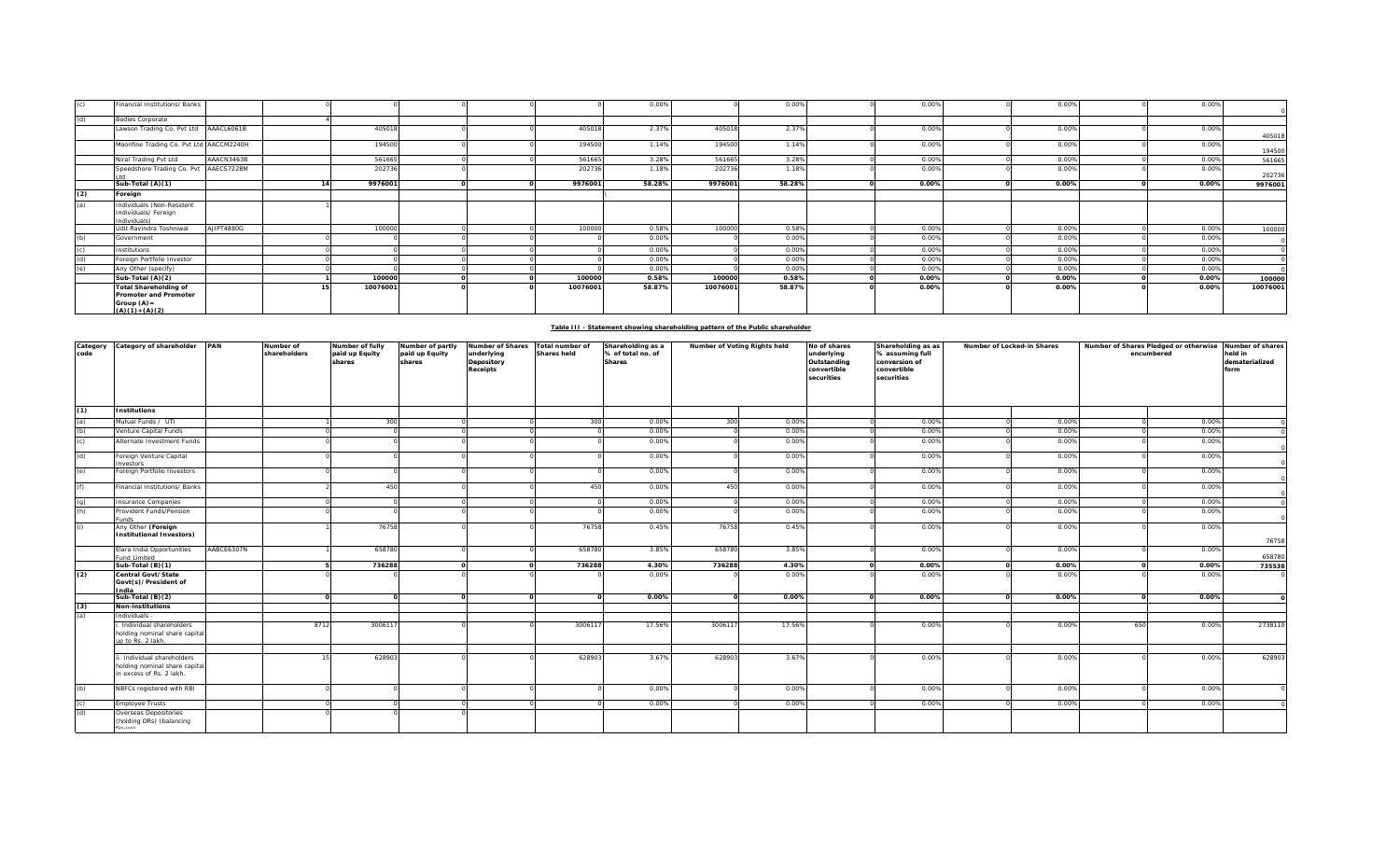| (c) | Financial Institutions/ Banks | | 0 | 0 | 0 | 0 | 0 | 0.00% | 0 | 0.00% | 0 | 0.00% | 0 | 0.00% | 0 | 0.00% | 0 |
|---|---|---|---|---|---|---|---|---|---|---|---|---|---|---|---|---|---|
| (d) | Bodies Corporate | | 4 | | | | | | | | | | | | | | |
| | Lawson Trading Co. Pvt Ltd | AAACL6061B | | 405018 | 0 | 0 | 405018 | 2.37% | 405018 | 2.37% | 0 | 0.00% | 0 | 0.00% | 0 | 0.00% | 405018 |
| | Moonfine Trading Co. Pvt Ltd | AACCM2240H | | 194500 | 0 | 0 | 194500 | 1.14% | 194500 | 1.14% | 0 | 0.00% | 0 | 0.00% | 0 | 0.00% | 194500 |
| | Niral Trading Pvt Ltd | AAACN3463B | | 561665 | 0 | 0 | 561665 | 3.28% | 561665 | 3.28% | 0 | 0.00% | 0 | 0.00% | 0 | 0.00% | 561665 |
| | Speedshore Trading Co. Pvt Ltd | AAECS7228M | | 202736 | 0 | 0 | 202736 | 1.18% | 202736 | 1.18% | 0 | 0.00% | 0 | 0.00% | 0 | 0.00% | 202736 |
| | **Sub-Total (A)(1)** | | **14** | **9976001** | **0** | **0** | **9976001** | **58.28%** | **9976001** | **58.28%** | **0** | **0.00%** | **0** | **0.00%** | **0** | **0.00%** | **9976001** |
| **(2)** | **Foreign** | | | | | | | | | | | | | | | | |
| (a) | Individuals (Non-Resident Individuals/ Foreign Individuals) | | 1 | | | | | | | | | | | | | | |
| | Udit Ravindra Toshniwal | AJIPT4880G | | 100000 | 0 | 0 | 100000 | 0.58% | 100000 | 0.58% | 0 | 0.00% | 0 | 0.00% | 0 | 0.00% | 100000 |
| (b) | Government | | 0 | 0 | 0 | 0 | 0 | 0.00% | 0 | 0.00% | 0 | 0.00% | 0 | 0.00% | 0 | 0.00% | 0 |
| (c) | Institutions | | 0 | 0 | 0 | 0 | 0 | 0.00% | 0 | 0.00% | 0 | 0.00% | 0 | 0.00% | 0 | 0.00% | 0 |
| (d) | Foreign Portfolio Investor | | 0 | 0 | 0 | 0 | 0 | 0.00% | 0 | 0.00% | 0 | 0.00% | 0 | 0.00% | 0 | 0.00% | 0 |
| (e) | Any Other (specify) | | 0 | 0 | 0 | 0 | 0 | 0.00% | 0 | 0.00% | 0 | 0.00% | 0 | 0.00% | 0 | 0.00% | 0 |
| | **Sub-Total (A)(2)** | | **1** | **100000** | **0** | **0** | **100000** | **0.58%** | **100000** | **0.58%** | **0** | **0.00%** | **0** | **0.00%** | **0** | **0.00%** | **100000** |
| | **Total Shareholding of Promoter and Promoter Group (A)= (A)(1)+(A)(2)** | | **15** | **10076001** | **0** | **0** | **10076001** | **58.87%** | **10076001** | **58.87%** | **0** | **0.00%** | **0** | **0.00%** | **0** | **0.00%** | **10076001** |

**Table III - Statement showing shareholding pattern of the Public shareholder**

| Category code | Category of shareholder | PAN | Number of shareholders | Number of fully paid up Equity shares | Number of partly paid up Equity shares | Number of Shares underlying Depository Receipts | Total number of Shares held | Shareholding as a % of total no. of Shares | Number of Voting Rights held | | No of shares underlying Outstanding convertible securities | Shareholding as as % assuming full conversion of convertible securities | Number of Locked-in Shares | | Number of Shares Pledged or otherwise encumbered | | Number of shares held in dematerialized form |
|---|---|---|---|---|---|---|---|---|---|---|---|---|---|---|---|---|---|
| **(1)** | **Institutions** | | | | | | | | | | | | | | | | |
| (a) | Mutual Funds / UTI | | 1 | 300 | 0 | 0 | 300 | 0.00% | 300 | 0.00% | 0 | 0.00% | 0 | 0.00% | 0 | 0.00% | 0 |
| (b) | Venture Capital Funds | | 0 | 0 | 0 | 0 | 0 | 0.00% | 0 | 0.00% | 0 | 0.00% | 0 | 0.00% | 0 | 0.00% | 0 |
| (c) | Alternate Investment Funds | | 0 | 0 | 0 | 0 | 0 | 0.00% | 0 | 0.00% | 0 | 0.00% | 0 | 0.00% | 0 | 0.00% | 0 |
| (d) | Foreign Venture Capital Investors | | 0 | 0 | 0 | 0 | 0 | 0.00% | 0 | 0.00% | 0 | 0.00% | 0 | 0.00% | 0 | 0.00% | 0 |
| (e) | Foreign Portfolio Investors | | 0 | 0 | 0 | 0 | 0 | 0.00% | 0 | 0.00% | 0 | 0.00% | 0 | 0.00% | 0 | 0.00% | 0 |
| (f) | Financial Institutions/ Banks | | 2 | 450 | 0 | 0 | 450 | 0.00% | 450 | 0.00% | 0 | 0.00% | 0 | 0.00% | 0 | 0.00% | 0 |
| (g) | Insurance Companies | | 0 | 0 | 0 | 0 | 0 | 0.00% | 0 | 0.00% | 0 | 0.00% | 0 | 0.00% | 0 | 0.00% | 0 |
| (h) | Provident Funds/Pension Funds | | 0 | 0 | 0 | 0 | 0 | 0.00% | 0 | 0.00% | 0 | 0.00% | 0 | 0.00% | 0 | 0.00% | 0 |
| (i) | Any Other **(Foreign Institutional Investors)** | | 1 | 76758 | 0 | 0 | 76758 | 0.45% | 76758 | 0.45% | 0 | 0.00% | 0 | 0.00% | 0 | 0.00% | 76758 |
| | Elara India Opportunities Fund Limited | AABCE6307N | 1 | 658780 | 0 | 0 | 658780 | 3.85% | 658780 | 3.85% | 0 | 0.00% | 0 | 0.00% | 0 | 0.00% | 658780 |
| | **Sub-Total (B)(1)** | | **5** | **736288** | **0** | **0** | **736288** | **4.30%** | **736288** | **4.30%** | **0** | **0.00%** | **0** | **0.00%** | **0** | **0.00%** | **735538** |
| **(2)** | **Central Govt/State Govt(s)/President of India** | | 0 | 0 | 0 | 0 | 0 | 0.00% | 0 | 0.00% | 0 | 0.00% | 0 | 0.00% | 0 | 0.00% | 0 |
| | **Sub-Total (B)(2)** | | **0** | **0** | **0** | **0** | **0** | **0.00%** | **0** | **0.00%** | **0** | **0.00%** | **0** | **0.00%** | **0** | **0.00%** | **0** |
| **(3)** | **Non-institutions** | | | | | | | | | | | | | | | | |
| (a) | Individuals - | | | | | | | | | | | | | | | | |
| | i. Individual shareholders holding nominal share capital up to Rs. 2 lakh. | | 8712 | 3006117 | 0 | 0 | 3006117 | 17.56% | 3006117 | 17.56% | 0 | 0.00% | 0 | 0.00% | 650 | 0.00% | 2738110 |
| | ii. Individual shareholders holding nominal share capital in excess of Rs. 2 lakh. | | 15 | 628903 | 0 | 0 | 628903 | 3.67% | 628903 | 3.67% | 0 | 0.00% | 0 | 0.00% | 0 | 0.00% | 628903 |
| (b) | NBFCs registered with RBI | | 0 | 0 | 0 | 0 | 0 | 0.00% | 0 | 0.00% | 0 | 0.00% | 0 | 0.00% | 0 | 0.00% | 0 |
| (c) | Employee Trusts | | 0 | 0 | 0 | 0 | 0 | 0.00% | 0 | 0.00% | 0 | 0.00% | 0 | 0.00% | 0 | 0.00% | 0 |
| (d) | Overseas Depositories (holding DRs) (balancing figure) | | 0 | 0 | 0 | | | | | | | | | | | | |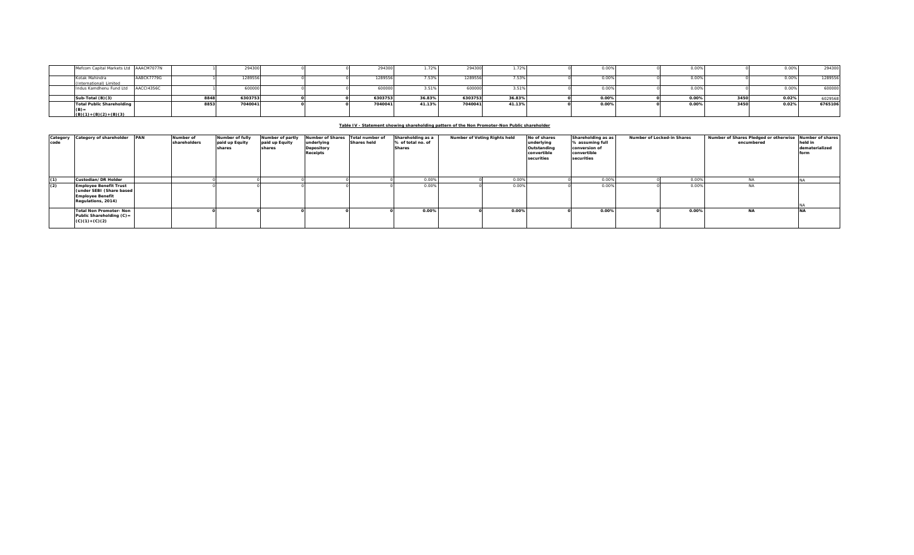| | | | | | | | | | | | | | | | | | | |
|---|---|---|---|---|---|---|---|---|---|---|---|---|---|---|---|---|---|---|
| | Mefcom Capital Markets Ltd | AAACM7077N | 1 | 294300 | 0 | 0 | 294300 | 1.72% | 294300 | 1.72% | 0 | 0.00% | 0 | 0.00% | 0 | 0.00% | 294300 |
| | Kotak Mahindra (International) Limited | AABCK7779G | 1 | 1289556 | 0 | 0 | 1289556 | 7.53% | 1289556 | 7.53% | 0 | 0.00% | 0 | 0.00% | 0 | 0.00% | 1289556 |
| | Indus Kamdhenu Fund Ltd | AACCI4356C | 1 | 600000 | 0 | 0 | 600000 | 3.51% | 600000 | 3.51% | 0 | 0.00% | 0 | 0.00% | 0 | 0.00% | 600000 |
| | **Sub-Total (B)(3)** | | **8848** | **6303753** | **0** | **0** | **6303753** | **36.83%** | **6303753** | **36.83%** | **0** | **0.00%** | **0** | **0.00%** | **3450** | **0.02%** | 6029568 |
| | **Total Public Shareholding (B)= (B)(1)+(B)(2)+(B)(3)** | | **8853** | **7040041** | **0** | **0** | **7040041** | **41.13%** | **7040041** | **41.13%** | **0** | **0.00%** | **0** | **0.00%** | **3450** | **0.02%** | **6765106** |

**Table IV - Statement showing shareholding pattern of the Non Promoter-Non Public shareholder**

| Category code | Category of shareholder | PAN | Number of shareholders | Number of fully paid up Equity shares | Number of partly paid up Equity shares | Number of Shares underlying Depository Receipts | Total number of Shares held | Shareholding as a % of total no. of Shares | Number of Voting Rights held | | No of shares underlying Outstanding convertible securities | Shareholding as as % assuming full conversion of convertible securities | Number of Locked-in Shares | | Number of Shares Pledged or otherwise encumbered | Number of shares held in dematerialized form |
|---|---|---|---|---|---|---|---|---|---|---|---|---|---|---|---|---|
| (1) | Custodian/DR Holder | | 0 | 0 | 0 | 0 | 0 | 0.00% | 0 | 0.00% | 0 | 0.00% | 0 | 0.00% | NA | NA |
| (2) | Employee Benefit Trust (under SEBI (Share based Employee Benefit Regulations, 2014) | | 0 | 0 | 0 | 0 | 0 | 0.00% | 0 | 0.00% | 0 | 0.00% | 0 | 0.00% | NA | NA |
| | **Total Non Promoter- Non Public Shareholding (C)= (C)(1)+(C)(2)** | | **0** | **0** | **0** | **0** | **0** | **0.00%** | **0** | **0.00%** | **0** | **0.00%** | **0** | **0.00%** | **NA** | **NA** |